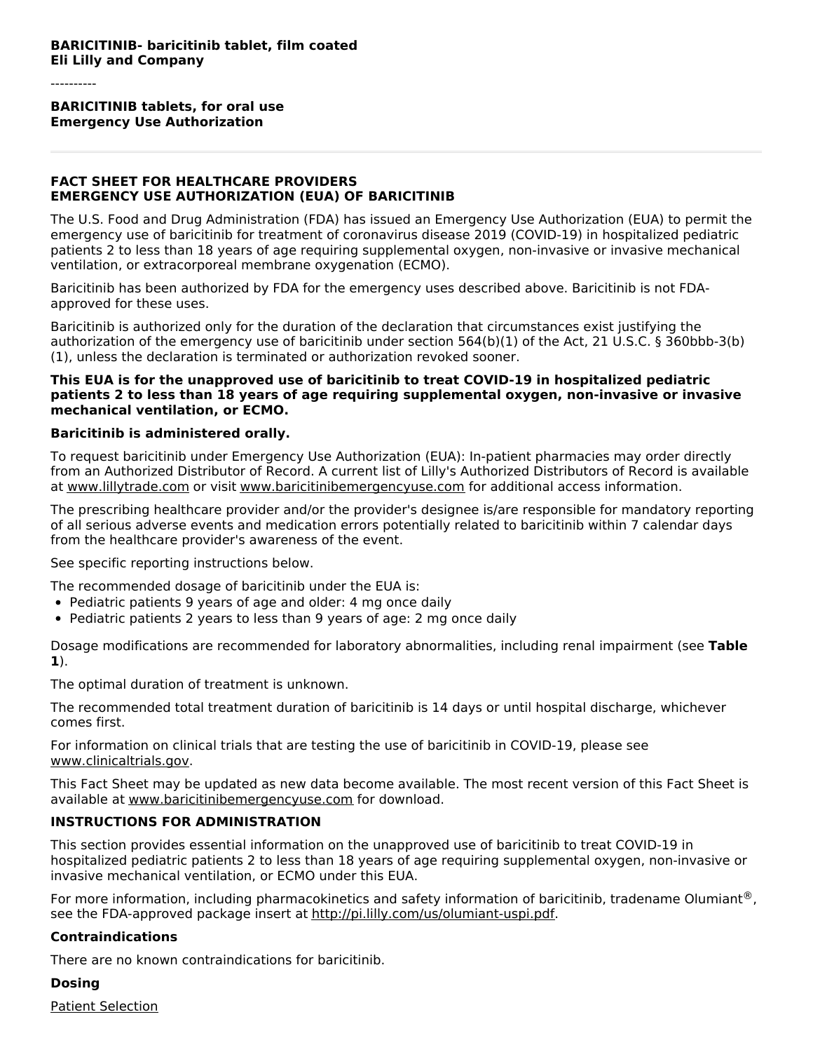**BARICITINIB- baricitinib tablet, film coated**
**Eli Lilly and Company**

----------

**BARICITINIB tablets, for oral use**
**Emergency Use Authorization**

---

## FACT SHEET FOR HEALTHCARE PROVIDERS EMERGENCY USE AUTHORIZATION (EUA) OF BARICITINIB

The U.S. Food and Drug Administration (FDA) has issued an Emergency Use Authorization (EUA) to permit the emergency use of baricitinib for treatment of coronavirus disease 2019 (COVID-19) in hospitalized pediatric patients 2 to less than 18 years of age requiring supplemental oxygen, non-invasive or invasive mechanical ventilation, or extracorporeal membrane oxygenation (ECMO).

Baricitinib has been authorized by FDA for the emergency uses described above. Baricitinib is not FDA-approved for these uses.

Baricitinib is authorized only for the duration of the declaration that circumstances exist justifying the authorization of the emergency use of baricitinib under section 564(b)(1) of the Act, 21 U.S.C. § 360bbb-3(b)(1), unless the declaration is terminated or authorization revoked sooner.

**This EUA is for the unapproved use of baricitinib to treat COVID-19 in hospitalized pediatric patients 2 to less than 18 years of age requiring supplemental oxygen, non-invasive or invasive mechanical ventilation, or ECMO.**

**Baricitinib is administered orally.**

To request baricitinib under Emergency Use Authorization (EUA): In-patient pharmacies may order directly from an Authorized Distributor of Record. A current list of Lilly's Authorized Distributors of Record is available at www.lillytrade.com or visit www.baricitinibemergencyuse.com for additional access information.

The prescribing healthcare provider and/or the provider's designee is/are responsible for mandatory reporting of all serious adverse events and medication errors potentially related to baricitinib within 7 calendar days from the healthcare provider's awareness of the event.

See specific reporting instructions below.

The recommended dosage of baricitinib under the EUA is:

- Pediatric patients 9 years of age and older: 4 mg once daily
- Pediatric patients 2 years to less than 9 years of age: 2 mg once daily

Dosage modifications are recommended for laboratory abnormalities, including renal impairment (see **Table 1**).

The optimal duration of treatment is unknown.

The recommended total treatment duration of baricitinib is 14 days or until hospital discharge, whichever comes first.

For information on clinical trials that are testing the use of baricitinib in COVID-19, please see www.clinicaltrials.gov.

This Fact Sheet may be updated as new data become available. The most recent version of this Fact Sheet is available at www.baricitinibemergencyuse.com for download.

### INSTRUCTIONS FOR ADMINISTRATION

This section provides essential information on the unapproved use of baricitinib to treat COVID-19 in hospitalized pediatric patients 2 to less than 18 years of age requiring supplemental oxygen, non-invasive or invasive mechanical ventilation, or ECMO under this EUA.

For more information, including pharmacokinetics and safety information of baricitinib, tradename Olumiant®, see the FDA-approved package insert at http://pi.lilly.com/us/olumiant-uspi.pdf.

### Contraindications

There are no known contraindications for baricitinib.

### Dosing

Patient Selection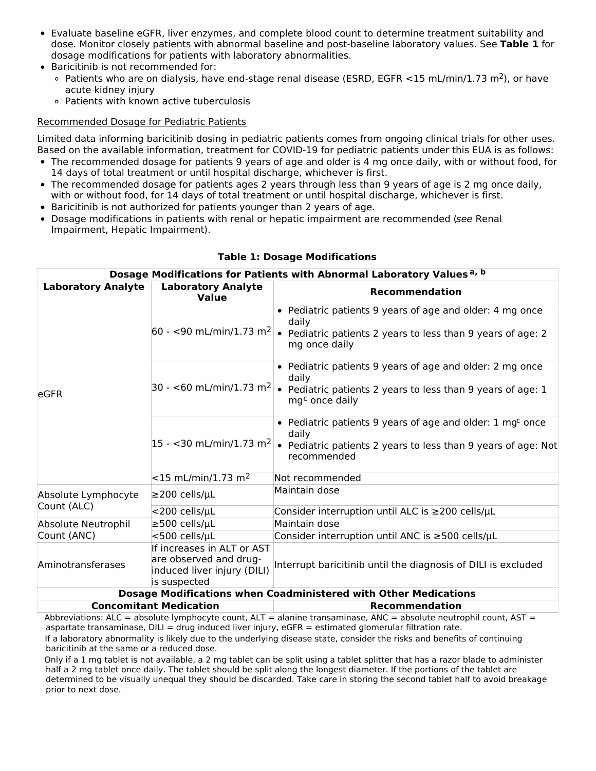- Evaluate baseline eGFR, liver enzymes, and complete blood count to determine treatment suitability and dose. Monitor closely patients with abnormal baseline and post-baseline laboratory values. See **Table 1** for dosage modifications for patients with laboratory abnormalities.
- Baricitinib is not recommended for:
  - Patients who are on dialysis, have end-stage renal disease (ESRD, EGFR <15 mL/min/1.73 m$^2$), or have acute kidney injury
  - Patients with known active tuberculosis

<u>Recommended Dosage for Pediatric Patients</u>

Limited data informing baricitinib dosing in pediatric patients comes from ongoing clinical trials for other uses. Based on the available information, treatment for COVID-19 for pediatric patients under this EUA is as follows:

- The recommended dosage for patients 9 years of age and older is 4 mg once daily, with or without food, for 14 days of total treatment or until hospital discharge, whichever is first.
- The recommended dosage for patients ages 2 years through less than 9 years of age is 2 mg once daily, with or without food, for 14 days of total treatment or until hospital discharge, whichever is first.
- Baricitinib is not authorized for patients younger than 2 years of age.
- Dosage modifications in patients with renal or hepatic impairment are recommended (*see* Renal Impairment, Hepatic Impairment).

**Table 1: Dosage Modifications**

| **Dosage Modifications for Patients with Abnormal Laboratory Values** [a, b] | | |
|---|---|---|
| **Laboratory Analyte** | **Laboratory Analyte Value** | **Recommendation** |
| eGFR | 60 - <90 mL/min/1.73 m$^2$ | • Pediatric patients 9 years of age and older: 4 mg once daily<br>• Pediatric patients 2 years to less than 9 years of age: 2 mg once daily |
| | 30 - <60 mL/min/1.73 m$^2$ | • Pediatric patients 9 years of age and older: 2 mg once daily<br>• Pediatric patients 2 years to less than 9 years of age: 1 mg[c] once daily |
| | 15 - <30 mL/min/1.73 m$^2$ | • Pediatric patients 9 years of age and older: 1 mg[c] once daily<br>• Pediatric patients 2 years to less than 9 years of age: Not recommended |
| | <15 mL/min/1.73 m$^2$ | Not recommended |
| Absolute Lymphocyte Count (ALC) | ≥200 cells/μL | Maintain dose |
| | <200 cells/μL | Consider interruption until ALC is ≥200 cells/μL |
| Absolute Neutrophil Count (ANC) | ≥500 cells/μL | Maintain dose |
| | <500 cells/μL | Consider interruption until ANC is ≥500 cells/μL |
| Aminotransferases | If increases in ALT or AST are observed and drug-induced liver injury (DILI) is suspected | Interrupt baricitinib until the diagnosis of DILI is excluded |
| **Dosage Modifications when Coadministered with Other Medications** | | |
| **Concomitant Medication** | | **Recommendation** |

Abbreviations: ALC = absolute lymphocyte count, ALT = alanine transaminase, ANC = absolute neutrophil count, AST = aspartate transaminase, DILI = drug induced liver injury, eGFR = estimated glomerular filtration rate.

If a laboratory abnormality is likely due to the underlying disease state, consider the risks and benefits of continuing baricitinib at the same or a reduced dose.

Only if a 1 mg tablet is not available, a 2 mg tablet can be split using a tablet splitter that has a razor blade to administer half a 2 mg tablet once daily. The tablet should be split along the longest diameter. If the portions of the tablet are determined to be visually unequal they should be discarded. Take care in storing the second tablet half to avoid breakage prior to next dose.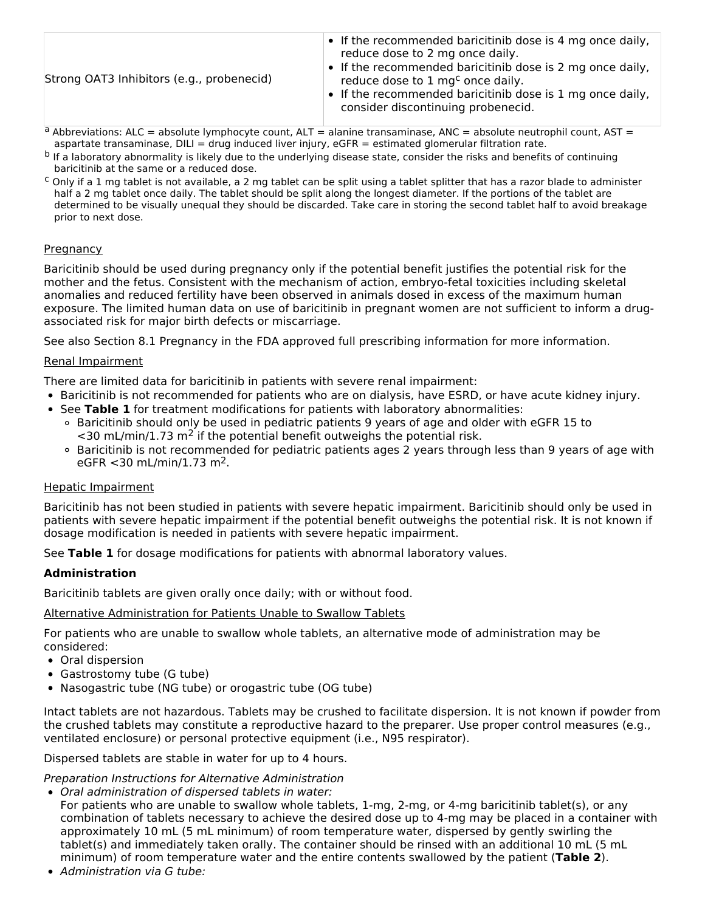| | |
|---|---|
| Strong OAT3 Inhibitors (e.g., probenecid) | • If the recommended baricitinib dose is 4 mg once daily, reduce dose to 2 mg once daily.<br>• If the recommended baricitinib dose is 2 mg once daily, reduce dose to 1 mg[c] once daily.<br>• If the recommended baricitinib dose is 1 mg once daily, consider discontinuing probenecid. |

[a] Abbreviations: ALC = absolute lymphocyte count, ALT = alanine transaminase, ANC = absolute neutrophil count, AST = aspartate transaminase, DILI = drug induced liver injury, eGFR = estimated glomerular filtration rate.

[b] If a laboratory abnormality is likely due to the underlying disease state, consider the risks and benefits of continuing baricitinib at the same or a reduced dose.

[c] Only if a 1 mg tablet is not available, a 2 mg tablet can be split using a tablet splitter that has a razor blade to administer half a 2 mg tablet once daily. The tablet should be split along the longest diameter. If the portions of the tablet are determined to be visually unequal they should be discarded. Take care in storing the second tablet half to avoid breakage prior to next dose.

Pregnancy

Baricitinib should be used during pregnancy only if the potential benefit justifies the potential risk for the mother and the fetus. Consistent with the mechanism of action, embryo-fetal toxicities including skeletal anomalies and reduced fertility have been observed in animals dosed in excess of the maximum human exposure. The limited human data on use of baricitinib in pregnant women are not sufficient to inform a drug-associated risk for major birth defects or miscarriage.

See also Section 8.1 Pregnancy in the FDA approved full prescribing information for more information.

Renal Impairment

There are limited data for baricitinib in patients with severe renal impairment:

- Baricitinib is not recommended for patients who are on dialysis, have ESRD, or have acute kidney injury.
- See **Table 1** for treatment modifications for patients with laboratory abnormalities:
  - Baricitinib should only be used in pediatric patients 9 years of age and older with eGFR 15 to <30 mL/min/1.73 $m^2$ if the potential benefit outweighs the potential risk.
  - Baricitinib is not recommended for pediatric patients ages 2 years through less than 9 years of age with eGFR <30 mL/min/1.73 $m^2$.

Hepatic Impairment

Baricitinib has not been studied in patients with severe hepatic impairment. Baricitinib should only be used in patients with severe hepatic impairment if the potential benefit outweighs the potential risk. It is not known if dosage modification is needed in patients with severe hepatic impairment.

See **Table 1** for dosage modifications for patients with abnormal laboratory values.

**Administration**

Baricitinib tablets are given orally once daily; with or without food.

Alternative Administration for Patients Unable to Swallow Tablets

For patients who are unable to swallow whole tablets, an alternative mode of administration may be considered:

- Oral dispersion
- Gastrostomy tube (G tube)
- Nasogastric tube (NG tube) or orogastric tube (OG tube)

Intact tablets are not hazardous. Tablets may be crushed to facilitate dispersion. It is not known if powder from the crushed tablets may constitute a reproductive hazard to the preparer. Use proper control measures (e.g., ventilated enclosure) or personal protective equipment (i.e., N95 respirator).

Dispersed tablets are stable in water for up to 4 hours.

*Preparation Instructions for Alternative Administration*

- *Oral administration of dispersed tablets in water:*
  For patients who are unable to swallow whole tablets, 1-mg, 2-mg, or 4-mg baricitinib tablet(s), or any combination of tablets necessary to achieve the desired dose up to 4-mg may be placed in a container with approximately 10 mL (5 mL minimum) of room temperature water, dispersed by gently swirling the tablet(s) and immediately taken orally. The container should be rinsed with an additional 10 mL (5 mL minimum) of room temperature water and the entire contents swallowed by the patient (**Table 2**).
- *Administration via G tube:*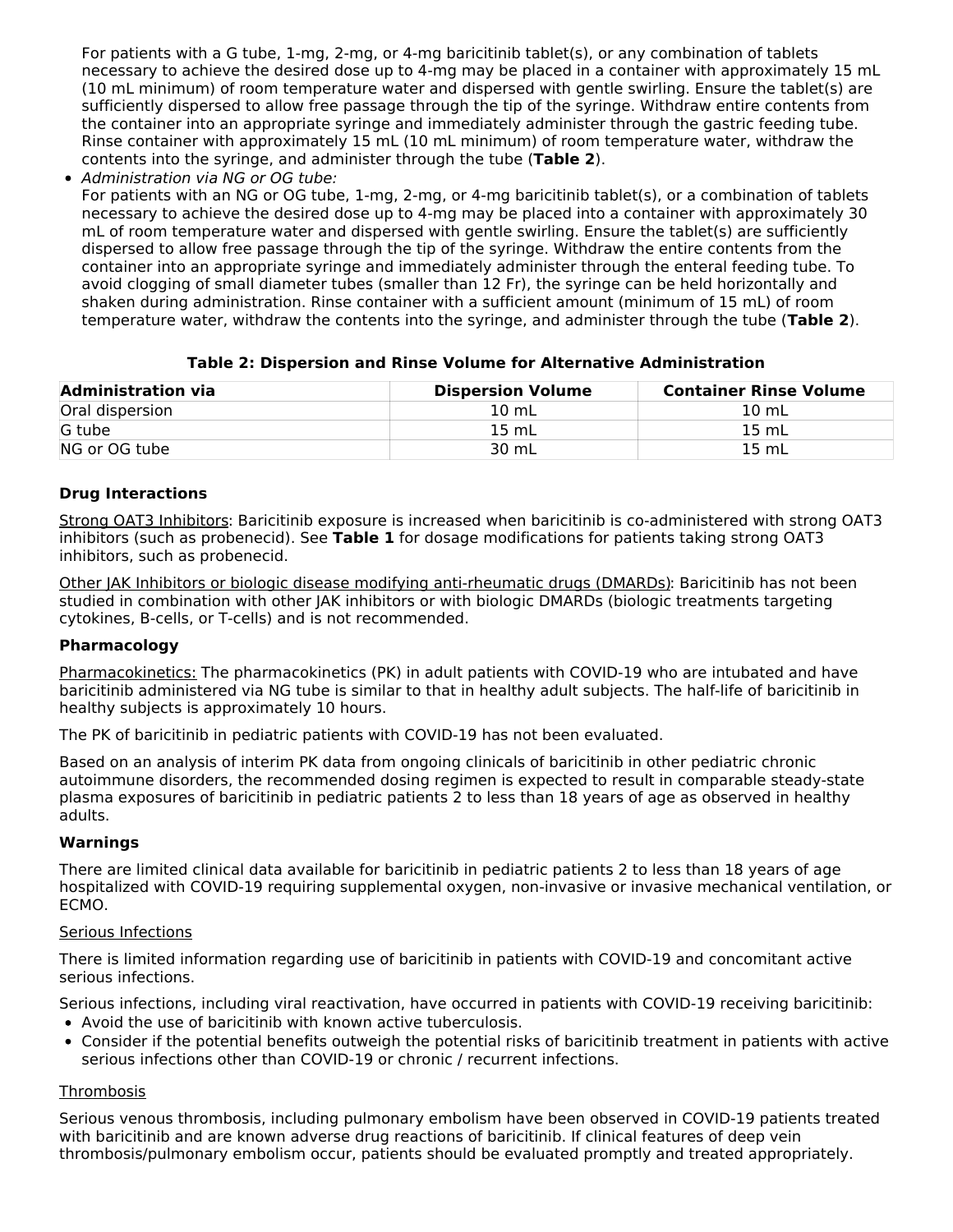For patients with a G tube, 1-mg, 2-mg, or 4-mg baricitinib tablet(s), or any combination of tablets necessary to achieve the desired dose up to 4-mg may be placed in a container with approximately 15 mL (10 mL minimum) of room temperature water and dispersed with gentle swirling. Ensure the tablet(s) are sufficiently dispersed to allow free passage through the tip of the syringe. Withdraw entire contents from the container into an appropriate syringe and immediately administer through the gastric feeding tube. Rinse container with approximately 15 mL (10 mL minimum) of room temperature water, withdraw the contents into the syringe, and administer through the tube (**Table 2**).

- *Administration via NG or OG tube:*
  For patients with an NG or OG tube, 1-mg, 2-mg, or 4-mg baricitinib tablet(s), or a combination of tablets necessary to achieve the desired dose up to 4-mg may be placed into a container with approximately 30 mL of room temperature water and dispersed with gentle swirling. Ensure the tablet(s) are sufficiently dispersed to allow free passage through the tip of the syringe. Withdraw the entire contents from the container into an appropriate syringe and immediately administer through the enteral feeding tube. To avoid clogging of small diameter tubes (smaller than 12 Fr), the syringe can be held horizontally and shaken during administration. Rinse container with a sufficient amount (minimum of 15 mL) of room temperature water, withdraw the contents into the syringe, and administer through the tube (**Table 2**).

**Table 2: Dispersion and Rinse Volume for Alternative Administration**

| Administration via | Dispersion Volume | Container Rinse Volume |
|---|---|---|
| Oral dispersion | 10 mL | 10 mL |
| G tube | 15 mL | 15 mL |
| NG or OG tube | 30 mL | 15 mL |

### Drug Interactions

Strong OAT3 Inhibitors: Baricitinib exposure is increased when baricitinib is co-administered with strong OAT3 inhibitors (such as probenecid). See **Table 1** for dosage modifications for patients taking strong OAT3 inhibitors, such as probenecid.

Other JAK Inhibitors or biologic disease modifying anti-rheumatic drugs (DMARDs): Baricitinib has not been studied in combination with other JAK inhibitors or with biologic DMARDs (biologic treatments targeting cytokines, B-cells, or T-cells) and is not recommended.

### Pharmacology

Pharmacokinetics: The pharmacokinetics (PK) in adult patients with COVID-19 who are intubated and have baricitinib administered via NG tube is similar to that in healthy adult subjects. The half-life of baricitinib in healthy subjects is approximately 10 hours.

The PK of baricitinib in pediatric patients with COVID-19 has not been evaluated.

Based on an analysis of interim PK data from ongoing clinicals of baricitinib in other pediatric chronic autoimmune disorders, the recommended dosing regimen is expected to result in comparable steady-state plasma exposures of baricitinib in pediatric patients 2 to less than 18 years of age as observed in healthy adults.

### Warnings

There are limited clinical data available for baricitinib in pediatric patients 2 to less than 18 years of age hospitalized with COVID-19 requiring supplemental oxygen, non-invasive or invasive mechanical ventilation, or ECMO.

Serious Infections

There is limited information regarding use of baricitinib in patients with COVID-19 and concomitant active serious infections.

Serious infections, including viral reactivation, have occurred in patients with COVID-19 receiving baricitinib:

- Avoid the use of baricitinib with known active tuberculosis.
- Consider if the potential benefits outweigh the potential risks of baricitinib treatment in patients with active serious infections other than COVID-19 or chronic / recurrent infections.

Thrombosis

Serious venous thrombosis, including pulmonary embolism have been observed in COVID-19 patients treated with baricitinib and are known adverse drug reactions of baricitinib. If clinical features of deep vein thrombosis/pulmonary embolism occur, patients should be evaluated promptly and treated appropriately.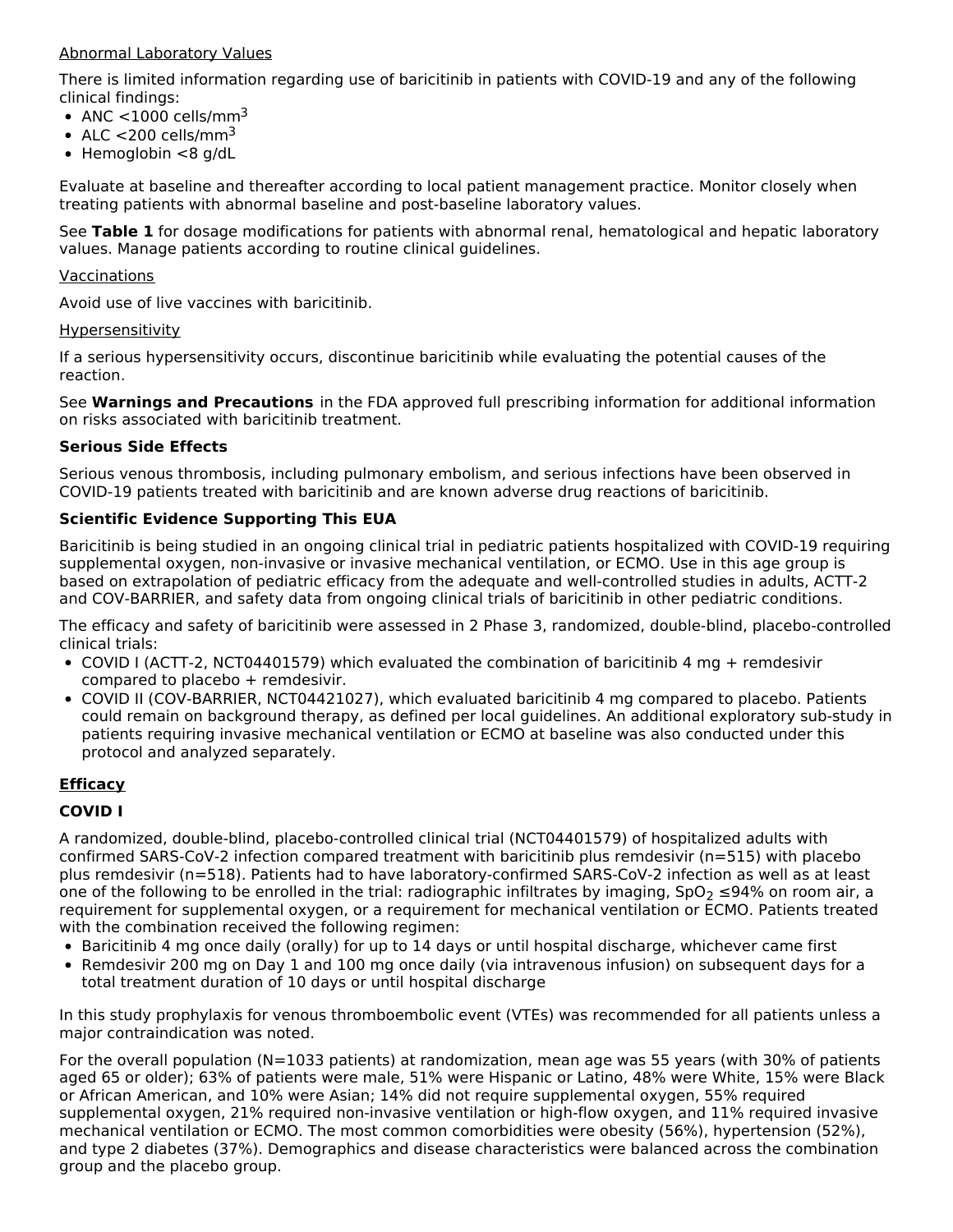Abnormal Laboratory Values

There is limited information regarding use of baricitinib in patients with COVID-19 and any of the following clinical findings:

- ANC <1000 cells/mm$^3$
- ALC <200 cells/mm$^3$
- Hemoglobin <8 g/dL

Evaluate at baseline and thereafter according to local patient management practice. Monitor closely when treating patients with abnormal baseline and post-baseline laboratory values.

See **Table 1** for dosage modifications for patients with abnormal renal, hematological and hepatic laboratory values. Manage patients according to routine clinical guidelines.

Vaccinations

Avoid use of live vaccines with baricitinib.

Hypersensitivity

If a serious hypersensitivity occurs, discontinue baricitinib while evaluating the potential causes of the reaction.

See **Warnings and Precautions** in the FDA approved full prescribing information for additional information on risks associated with baricitinib treatment.

**Serious Side Effects**

Serious venous thrombosis, including pulmonary embolism, and serious infections have been observed in COVID-19 patients treated with baricitinib and are known adverse drug reactions of baricitinib.

**Scientific Evidence Supporting This EUA**

Baricitinib is being studied in an ongoing clinical trial in pediatric patients hospitalized with COVID-19 requiring supplemental oxygen, non-invasive or invasive mechanical ventilation, or ECMO. Use in this age group is based on extrapolation of pediatric efficacy from the adequate and well-controlled studies in adults, ACTT-2 and COV-BARRIER, and safety data from ongoing clinical trials of baricitinib in other pediatric conditions.

The efficacy and safety of baricitinib were assessed in 2 Phase 3, randomized, double-blind, placebo-controlled clinical trials:

- COVID I (ACTT-2, NCT04401579) which evaluated the combination of baricitinib 4 mg + remdesivir compared to placebo + remdesivir.
- COVID II (COV-BARRIER, NCT04421027), which evaluated baricitinib 4 mg compared to placebo. Patients could remain on background therapy, as defined per local guidelines. An additional exploratory sub-study in patients requiring invasive mechanical ventilation or ECMO at baseline was also conducted under this protocol and analyzed separately.

## Efficacy

### COVID I

A randomized, double-blind, placebo-controlled clinical trial (NCT04401579) of hospitalized adults with confirmed SARS-CoV-2 infection compared treatment with baricitinib plus remdesivir (n=515) with placebo plus remdesivir (n=518). Patients had to have laboratory-confirmed SARS-CoV-2 infection as well as at least one of the following to be enrolled in the trial: radiographic infiltrates by imaging, $SpO_2$ ≤94% on room air, a requirement for supplemental oxygen, or a requirement for mechanical ventilation or ECMO. Patients treated with the combination received the following regimen:

- Baricitinib 4 mg once daily (orally) for up to 14 days or until hospital discharge, whichever came first
- Remdesivir 200 mg on Day 1 and 100 mg once daily (via intravenous infusion) on subsequent days for a total treatment duration of 10 days or until hospital discharge

In this study prophylaxis for venous thromboembolic event (VTEs) was recommended for all patients unless a major contraindication was noted.

For the overall population (N=1033 patients) at randomization, mean age was 55 years (with 30% of patients aged 65 or older); 63% of patients were male, 51% were Hispanic or Latino, 48% were White, 15% were Black or African American, and 10% were Asian; 14% did not require supplemental oxygen, 55% required supplemental oxygen, 21% required non-invasive ventilation or high-flow oxygen, and 11% required invasive mechanical ventilation or ECMO. The most common comorbidities were obesity (56%), hypertension (52%), and type 2 diabetes (37%). Demographics and disease characteristics were balanced across the combination group and the placebo group.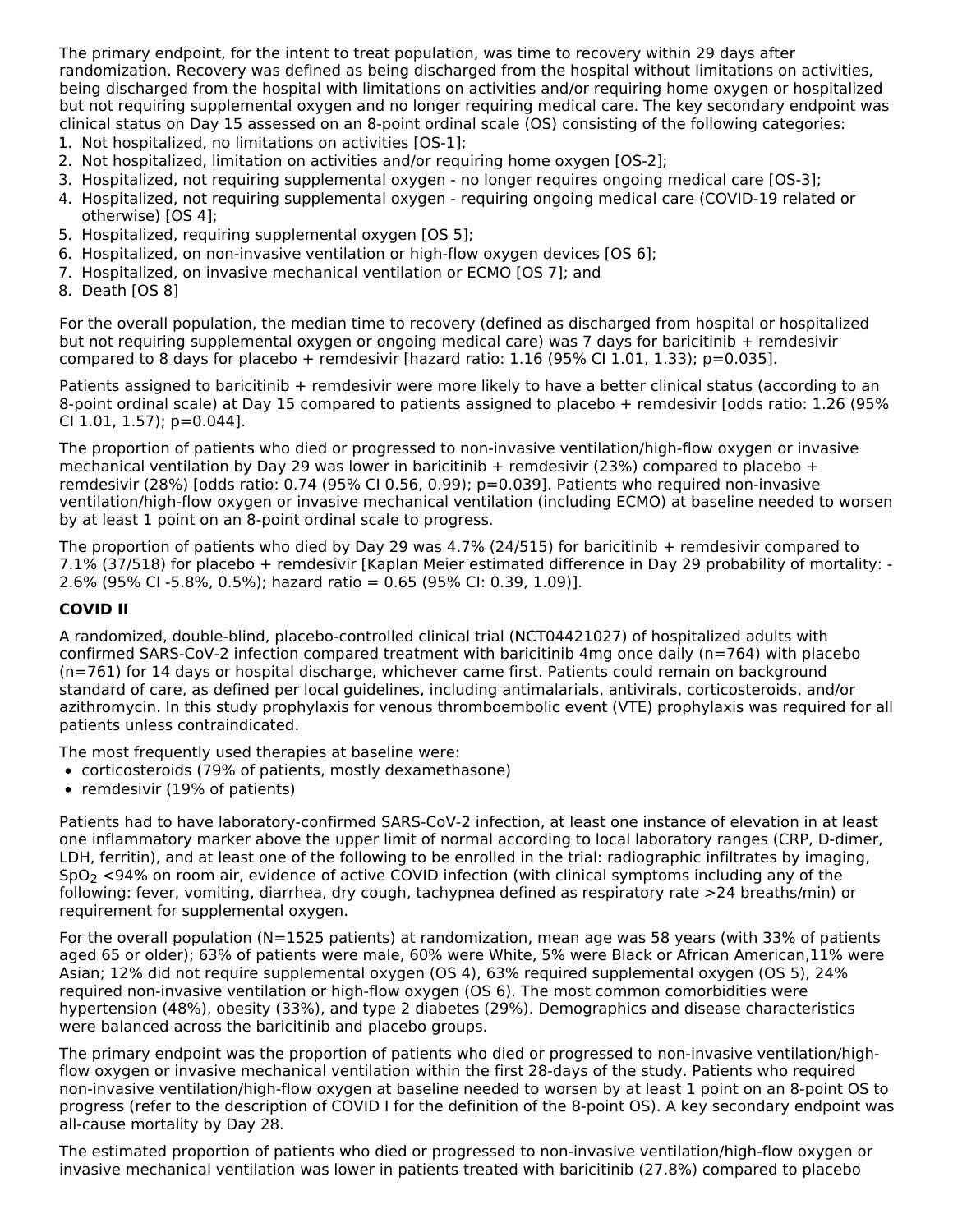The primary endpoint, for the intent to treat population, was time to recovery within 29 days after randomization. Recovery was defined as being discharged from the hospital without limitations on activities, being discharged from the hospital with limitations on activities and/or requiring home oxygen or hospitalized but not requiring supplemental oxygen and no longer requiring medical care. The key secondary endpoint was clinical status on Day 15 assessed on an 8-point ordinal scale (OS) consisting of the following categories:

1. Not hospitalized, no limitations on activities [OS-1];
2. Not hospitalized, limitation on activities and/or requiring home oxygen [OS-2];
3. Hospitalized, not requiring supplemental oxygen - no longer requires ongoing medical care [OS-3];
4. Hospitalized, not requiring supplemental oxygen - requiring ongoing medical care (COVID-19 related or otherwise) [OS 4];
5. Hospitalized, requiring supplemental oxygen [OS 5];
6. Hospitalized, on non-invasive ventilation or high-flow oxygen devices [OS 6];
7. Hospitalized, on invasive mechanical ventilation or ECMO [OS 7]; and
8. Death [OS 8]

For the overall population, the median time to recovery (defined as discharged from hospital or hospitalized but not requiring supplemental oxygen or ongoing medical care) was 7 days for baricitinib + remdesivir compared to 8 days for placebo + remdesivir [hazard ratio: 1.16 (95% CI 1.01, 1.33); p=0.035].

Patients assigned to baricitinib + remdesivir were more likely to have a better clinical status (according to an 8-point ordinal scale) at Day 15 compared to patients assigned to placebo + remdesivir [odds ratio: 1.26 (95% CI 1.01, 1.57); p=0.044].

The proportion of patients who died or progressed to non-invasive ventilation/high-flow oxygen or invasive mechanical ventilation by Day 29 was lower in baricitinib + remdesivir (23%) compared to placebo + remdesivir (28%) [odds ratio: 0.74 (95% CI 0.56, 0.99); p=0.039]. Patients who required non-invasive ventilation/high-flow oxygen or invasive mechanical ventilation (including ECMO) at baseline needed to worsen by at least 1 point on an 8-point ordinal scale to progress.

The proportion of patients who died by Day 29 was 4.7% (24/515) for baricitinib + remdesivir compared to 7.1% (37/518) for placebo + remdesivir [Kaplan Meier estimated difference in Day 29 probability of mortality: -2.6% (95% CI -5.8%, 0.5%); hazard ratio = 0.65 (95% CI: 0.39, 1.09)].

**COVID II**

A randomized, double-blind, placebo-controlled clinical trial (NCT04421027) of hospitalized adults with confirmed SARS-CoV-2 infection compared treatment with baricitinib 4mg once daily (n=764) with placebo (n=761) for 14 days or hospital discharge, whichever came first. Patients could remain on background standard of care, as defined per local guidelines, including antimalarials, antivirals, corticosteroids, and/or azithromycin. In this study prophylaxis for venous thromboembolic event (VTE) prophylaxis was required for all patients unless contraindicated.

The most frequently used therapies at baseline were:

- corticosteroids (79% of patients, mostly dexamethasone)
- remdesivir (19% of patients)

Patients had to have laboratory-confirmed SARS-CoV-2 infection, at least one instance of elevation in at least one inflammatory marker above the upper limit of normal according to local laboratory ranges (CRP, D-dimer, LDH, ferritin), and at least one of the following to be enrolled in the trial: radiographic infiltrates by imaging, $SpO_2$ <94% on room air, evidence of active COVID infection (with clinical symptoms including any of the following: fever, vomiting, diarrhea, dry cough, tachypnea defined as respiratory rate >24 breaths/min) or requirement for supplemental oxygen.

For the overall population (N=1525 patients) at randomization, mean age was 58 years (with 33% of patients aged 65 or older); 63% of patients were male, 60% were White, 5% were Black or African American,11% were Asian; 12% did not require supplemental oxygen (OS 4), 63% required supplemental oxygen (OS 5), 24% required non-invasive ventilation or high-flow oxygen (OS 6). The most common comorbidities were hypertension (48%), obesity (33%), and type 2 diabetes (29%). Demographics and disease characteristics were balanced across the baricitinib and placebo groups.

The primary endpoint was the proportion of patients who died or progressed to non-invasive ventilation/high-flow oxygen or invasive mechanical ventilation within the first 28-days of the study. Patients who required non-invasive ventilation/high-flow oxygen at baseline needed to worsen by at least 1 point on an 8-point OS to progress (refer to the description of COVID I for the definition of the 8-point OS). A key secondary endpoint was all-cause mortality by Day 28.

The estimated proportion of patients who died or progressed to non-invasive ventilation/high-flow oxygen or invasive mechanical ventilation was lower in patients treated with baricitinib (27.8%) compared to placebo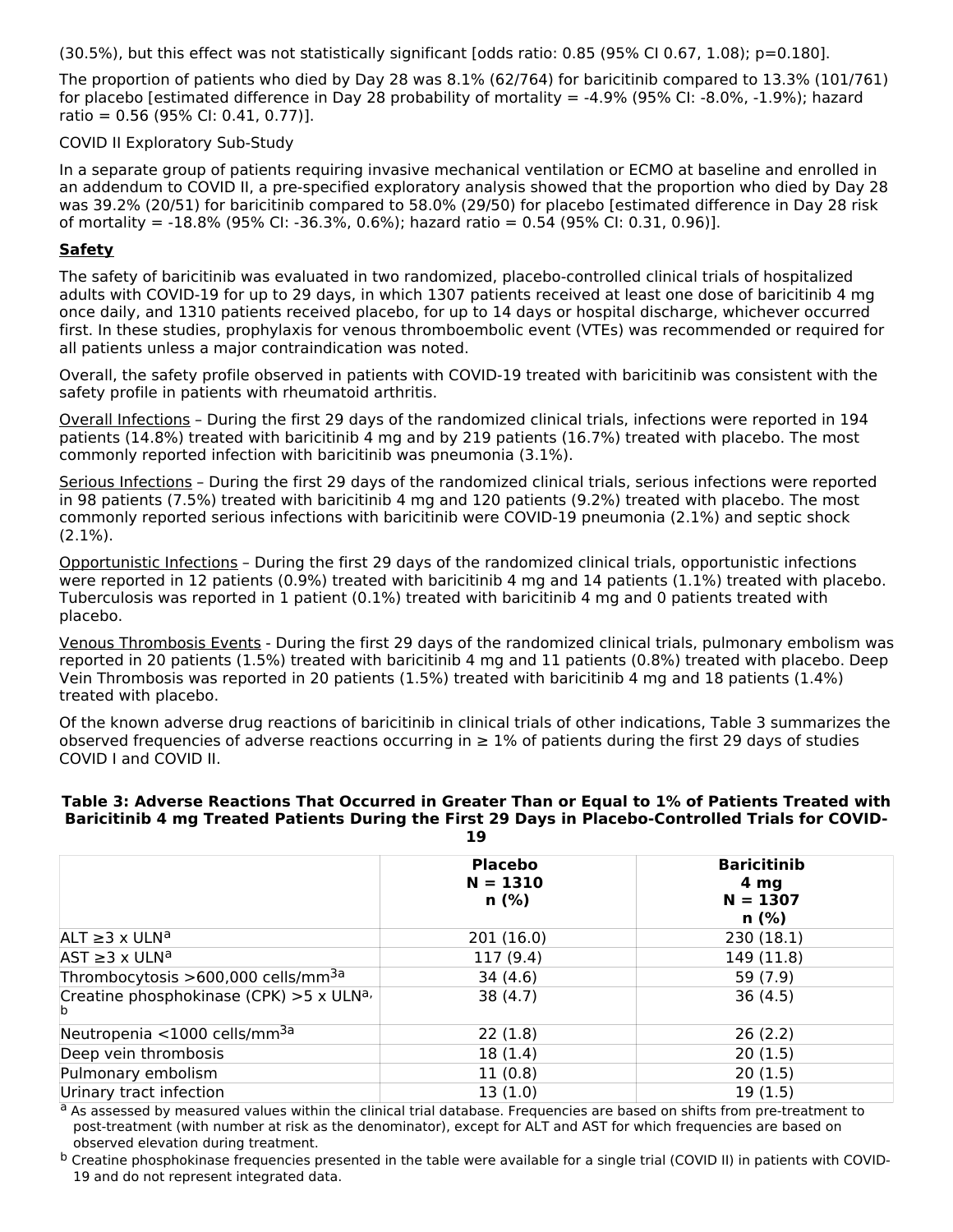(30.5%), but this effect was not statistically significant [odds ratio: 0.85 (95% CI 0.67, 1.08); p=0.180].

The proportion of patients who died by Day 28 was 8.1% (62/764) for baricitinib compared to 13.3% (101/761) for placebo [estimated difference in Day 28 probability of mortality = -4.9% (95% CI: -8.0%, -1.9%); hazard ratio = 0.56 (95% CI: 0.41, 0.77)].

COVID II Exploratory Sub-Study

In a separate group of patients requiring invasive mechanical ventilation or ECMO at baseline and enrolled in an addendum to COVID II, a pre-specified exploratory analysis showed that the proportion who died by Day 28 was 39.2% (20/51) for baricitinib compared to 58.0% (29/50) for placebo [estimated difference in Day 28 risk of mortality = -18.8% (95% CI: -36.3%, 0.6%); hazard ratio = 0.54 (95% CI: 0.31, 0.96)].

## Safety

The safety of baricitinib was evaluated in two randomized, placebo-controlled clinical trials of hospitalized adults with COVID-19 for up to 29 days, in which 1307 patients received at least one dose of baricitinib 4 mg once daily, and 1310 patients received placebo, for up to 14 days or hospital discharge, whichever occurred first. In these studies, prophylaxis for venous thromboembolic event (VTEs) was recommended or required for all patients unless a major contraindication was noted.

Overall, the safety profile observed in patients with COVID-19 treated with baricitinib was consistent with the safety profile in patients with rheumatoid arthritis.

Overall Infections – During the first 29 days of the randomized clinical trials, infections were reported in 194 patients (14.8%) treated with baricitinib 4 mg and by 219 patients (16.7%) treated with placebo. The most commonly reported infection with baricitinib was pneumonia (3.1%).

Serious Infections – During the first 29 days of the randomized clinical trials, serious infections were reported in 98 patients (7.5%) treated with baricitinib 4 mg and 120 patients (9.2%) treated with placebo. The most commonly reported serious infections with baricitinib were COVID-19 pneumonia (2.1%) and septic shock (2.1%).

Opportunistic Infections – During the first 29 days of the randomized clinical trials, opportunistic infections were reported in 12 patients (0.9%) treated with baricitinib 4 mg and 14 patients (1.1%) treated with placebo. Tuberculosis was reported in 1 patient (0.1%) treated with baricitinib 4 mg and 0 patients treated with placebo.

Venous Thrombosis Events - During the first 29 days of the randomized clinical trials, pulmonary embolism was reported in 20 patients (1.5%) treated with baricitinib 4 mg and 11 patients (0.8%) treated with placebo. Deep Vein Thrombosis was reported in 20 patients (1.5%) treated with baricitinib 4 mg and 18 patients (1.4%) treated with placebo.

Of the known adverse drug reactions of baricitinib in clinical trials of other indications, Table 3 summarizes the observed frequencies of adverse reactions occurring in ≥ 1% of patients during the first 29 days of studies COVID I and COVID II.

**Table 3: Adverse Reactions That Occurred in Greater Than or Equal to 1% of Patients Treated with Baricitinib 4 mg Treated Patients During the First 29 Days in Placebo-Controlled Trials for COVID-19**

| | Placebo N = 1310 n (%) | Baricitinib 4 mg N = 1307 n (%) |
|---|---|---|
| ALT ≥3 x ULN[a] | 201 (16.0) | 230 (18.1) |
| AST ≥3 x ULN[a] | 117 (9.4) | 149 (11.8) |
| Thrombocytosis >600,000 cells/mm[3a] | 34 (4.6) | 59 (7.9) |
| Creatine phosphokinase (CPK) >5 x ULN[a, b] | 38 (4.7) | 36 (4.5) |
| Neutropenia <1000 cells/mm[3a] | 22 (1.8) | 26 (2.2) |
| Deep vein thrombosis | 18 (1.4) | 20 (1.5) |
| Pulmonary embolism | 11 (0.8) | 20 (1.5) |
| Urinary tract infection | 13 (1.0) | 19 (1.5) |

[a] As assessed by measured values within the clinical trial database. Frequencies are based on shifts from pre-treatment to post-treatment (with number at risk as the denominator), except for ALT and AST for which frequencies are based on observed elevation during treatment.

[b] Creatine phosphokinase frequencies presented in the table were available for a single trial (COVID II) in patients with COVID-19 and do not represent integrated data.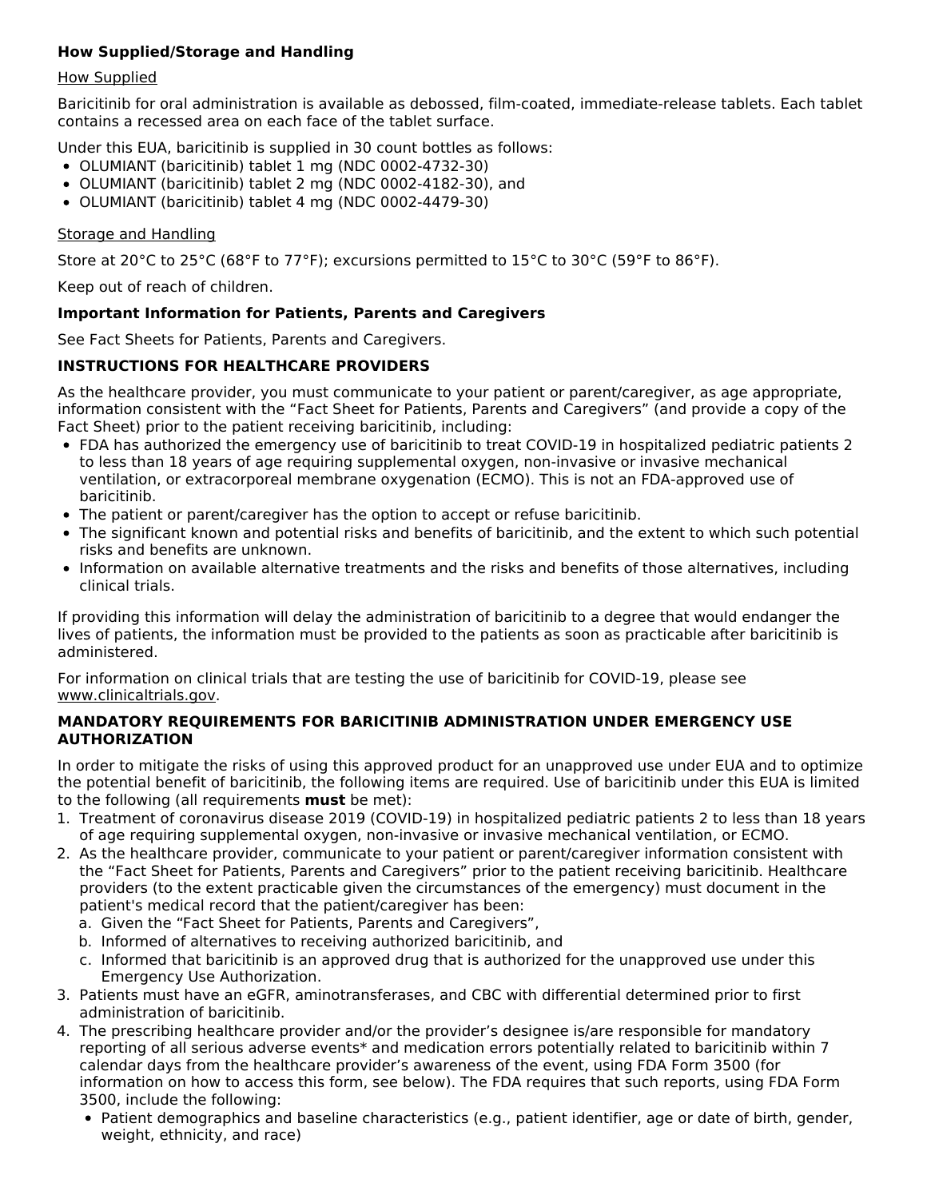**How Supplied/Storage and Handling**

How Supplied

Baricitinib for oral administration is available as debossed, film-coated, immediate-release tablets. Each tablet contains a recessed area on each face of the tablet surface.

Under this EUA, baricitinib is supplied in 30 count bottles as follows:

- OLUMIANT (baricitinib) tablet 1 mg (NDC 0002-4732-30)
- OLUMIANT (baricitinib) tablet 2 mg (NDC 0002-4182-30), and
- OLUMIANT (baricitinib) tablet 4 mg (NDC 0002-4479-30)

Storage and Handling

Store at 20°C to 25°C (68°F to 77°F); excursions permitted to 15°C to 30°C (59°F to 86°F).

Keep out of reach of children.

**Important Information for Patients, Parents and Caregivers**

See Fact Sheets for Patients, Parents and Caregivers.

**INSTRUCTIONS FOR HEALTHCARE PROVIDERS**

As the healthcare provider, you must communicate to your patient or parent/caregiver, as age appropriate, information consistent with the "Fact Sheet for Patients, Parents and Caregivers" (and provide a copy of the Fact Sheet) prior to the patient receiving baricitinib, including:

- FDA has authorized the emergency use of baricitinib to treat COVID-19 in hospitalized pediatric patients 2 to less than 18 years of age requiring supplemental oxygen, non-invasive or invasive mechanical ventilation, or extracorporeal membrane oxygenation (ECMO). This is not an FDA-approved use of baricitinib.
- The patient or parent/caregiver has the option to accept or refuse baricitinib.
- The significant known and potential risks and benefits of baricitinib, and the extent to which such potential risks and benefits are unknown.
- Information on available alternative treatments and the risks and benefits of those alternatives, including clinical trials.

If providing this information will delay the administration of baricitinib to a degree that would endanger the lives of patients, the information must be provided to the patients as soon as practicable after baricitinib is administered.

For information on clinical trials that are testing the use of baricitinib for COVID-19, please see www.clinicaltrials.gov.

**MANDATORY REQUIREMENTS FOR BARICITINIB ADMINISTRATION UNDER EMERGENCY USE AUTHORIZATION**

In order to mitigate the risks of using this approved product for an unapproved use under EUA and to optimize the potential benefit of baricitinib, the following items are required. Use of baricitinib under this EUA is limited to the following (all requirements **must** be met):

1. Treatment of coronavirus disease 2019 (COVID-19) in hospitalized pediatric patients 2 to less than 18 years of age requiring supplemental oxygen, non-invasive or invasive mechanical ventilation, or ECMO.
2. As the healthcare provider, communicate to your patient or parent/caregiver information consistent with the "Fact Sheet for Patients, Parents and Caregivers" prior to the patient receiving baricitinib. Healthcare providers (to the extent practicable given the circumstances of the emergency) must document in the patient's medical record that the patient/caregiver has been:
   a. Given the "Fact Sheet for Patients, Parents and Caregivers",
   b. Informed of alternatives to receiving authorized baricitinib, and
   c. Informed that baricitinib is an approved drug that is authorized for the unapproved use under this Emergency Use Authorization.
3. Patients must have an eGFR, aminotransferases, and CBC with differential determined prior to first administration of baricitinib.
4. The prescribing healthcare provider and/or the provider's designee is/are responsible for mandatory reporting of all serious adverse events* and medication errors potentially related to baricitinib within 7 calendar days from the healthcare provider's awareness of the event, using FDA Form 3500 (for information on how to access this form, see below). The FDA requires that such reports, using FDA Form 3500, include the following:
   - Patient demographics and baseline characteristics (e.g., patient identifier, age or date of birth, gender, weight, ethnicity, and race)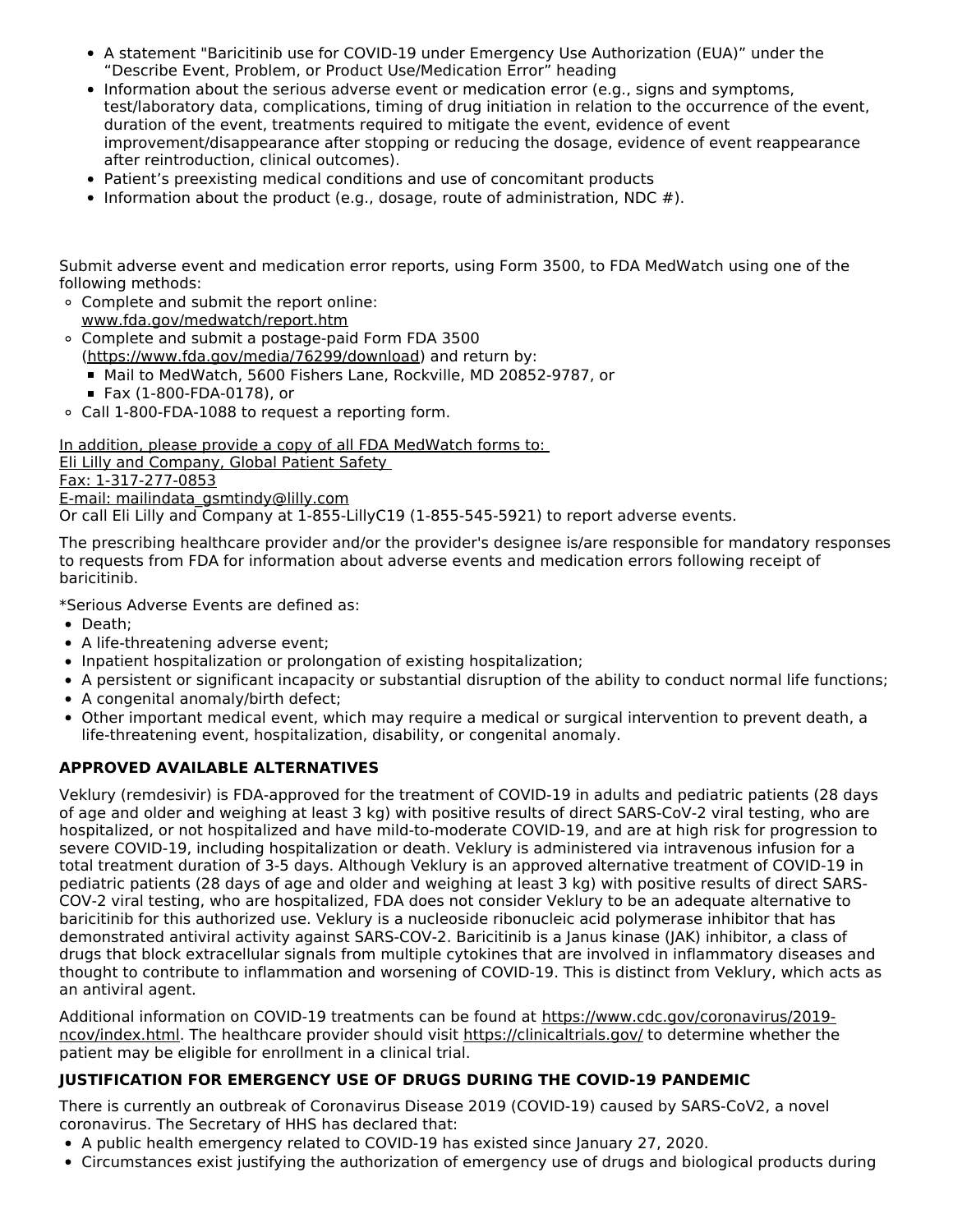- A statement "Baricitinib use for COVID-19 under Emergency Use Authorization (EUA)" under the "Describe Event, Problem, or Product Use/Medication Error" heading
- Information about the serious adverse event or medication error (e.g., signs and symptoms, test/laboratory data, complications, timing of drug initiation in relation to the occurrence of the event, duration of the event, treatments required to mitigate the event, evidence of event improvement/disappearance after stopping or reducing the dosage, evidence of event reappearance after reintroduction, clinical outcomes).
- Patient's preexisting medical conditions and use of concomitant products
- Information about the product (e.g., dosage, route of administration, NDC #).

Submit adverse event and medication error reports, using Form 3500, to FDA MedWatch using one of the following methods:

- Complete and submit the report online: www.fda.gov/medwatch/report.htm
- Complete and submit a postage-paid Form FDA 3500 (https://www.fda.gov/media/76299/download) and return by:
  - Mail to MedWatch, 5600 Fishers Lane, Rockville, MD 20852-9787, or
  - Fax (1-800-FDA-0178), or
- Call 1-800-FDA-1088 to request a reporting form.

In addition, please provide a copy of all FDA MedWatch forms to:
Eli Lilly and Company, Global Patient Safety
Fax: 1-317-277-0853
E-mail: mailindata_gsmtindy@lilly.com
Or call Eli Lilly and Company at 1-855-LillyC19 (1-855-545-5921) to report adverse events.

The prescribing healthcare provider and/or the provider's designee is/are responsible for mandatory responses to requests from FDA for information about adverse events and medication errors following receipt of baricitinib.

*Serious Adverse Events are defined as:

- Death;
- A life-threatening adverse event;
- Inpatient hospitalization or prolongation of existing hospitalization;
- A persistent or significant incapacity or substantial disruption of the ability to conduct normal life functions;
- A congenital anomaly/birth defect;
- Other important medical event, which may require a medical or surgical intervention to prevent death, a life-threatening event, hospitalization, disability, or congenital anomaly.

## APPROVED AVAILABLE ALTERNATIVES

Veklury (remdesivir) is FDA-approved for the treatment of COVID-19 in adults and pediatric patients (28 days of age and older and weighing at least 3 kg) with positive results of direct SARS-CoV-2 viral testing, who are hospitalized, or not hospitalized and have mild-to-moderate COVID-19, and are at high risk for progression to severe COVID-19, including hospitalization or death. Veklury is administered via intravenous infusion for a total treatment duration of 3-5 days. Although Veklury is an approved alternative treatment of COVID-19 in pediatric patients (28 days of age and older and weighing at least 3 kg) with positive results of direct SARS-COV-2 viral testing, who are hospitalized, FDA does not consider Veklury to be an adequate alternative to baricitinib for this authorized use. Veklury is a nucleoside ribonucleic acid polymerase inhibitor that has demonstrated antiviral activity against SARS-COV-2. Baricitinib is a Janus kinase (JAK) inhibitor, a class of drugs that block extracellular signals from multiple cytokines that are involved in inflammatory diseases and thought to contribute to inflammation and worsening of COVID-19. This is distinct from Veklury, which acts as an antiviral agent.

Additional information on COVID-19 treatments can be found at https://www.cdc.gov/coronavirus/2019-ncov/index.html. The healthcare provider should visit https://clinicaltrials.gov/ to determine whether the patient may be eligible for enrollment in a clinical trial.

## JUSTIFICATION FOR EMERGENCY USE OF DRUGS DURING THE COVID-19 PANDEMIC

There is currently an outbreak of Coronavirus Disease 2019 (COVID-19) caused by SARS-CoV2, a novel coronavirus. The Secretary of HHS has declared that:

- A public health emergency related to COVID-19 has existed since January 27, 2020.
- Circumstances exist justifying the authorization of emergency use of drugs and biological products during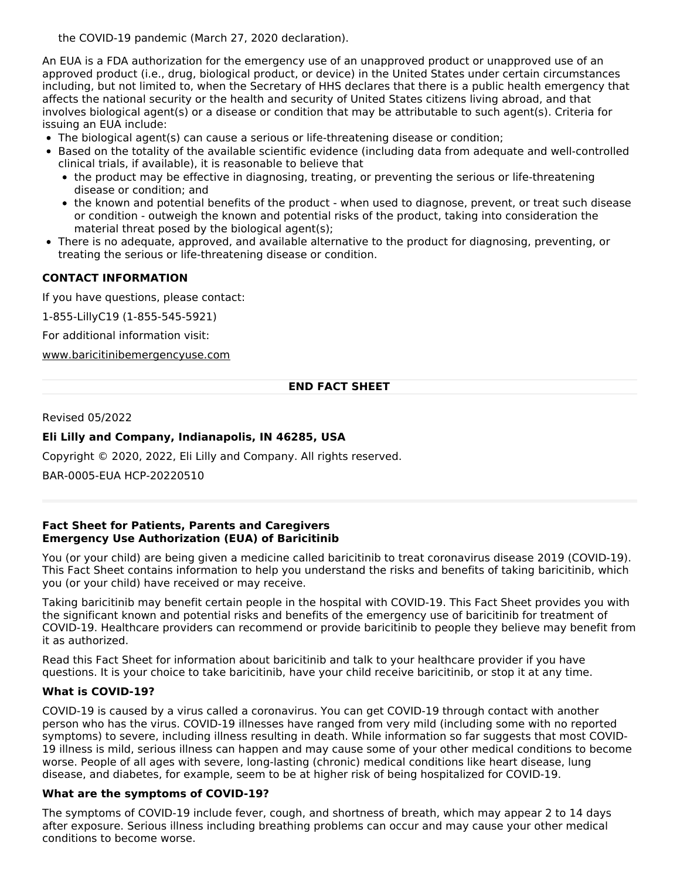the COVID-19 pandemic (March 27, 2020 declaration).

An EUA is a FDA authorization for the emergency use of an unapproved product or unapproved use of an approved product (i.e., drug, biological product, or device) in the United States under certain circumstances including, but not limited to, when the Secretary of HHS declares that there is a public health emergency that affects the national security or the health and security of United States citizens living abroad, and that involves biological agent(s) or a disease or condition that may be attributable to such agent(s). Criteria for issuing an EUA include:

- The biological agent(s) can cause a serious or life-threatening disease or condition;
- Based on the totality of the available scientific evidence (including data from adequate and well-controlled clinical trials, if available), it is reasonable to believe that
  - the product may be effective in diagnosing, treating, or preventing the serious or life-threatening disease or condition; and
  - the known and potential benefits of the product - when used to diagnose, prevent, or treat such disease or condition - outweigh the known and potential risks of the product, taking into consideration the material threat posed by the biological agent(s);
- There is no adequate, approved, and available alternative to the product for diagnosing, preventing, or treating the serious or life-threatening disease or condition.

**CONTACT INFORMATION**

If you have questions, please contact:

1-855-LillyC19 (1-855-545-5921)

For additional information visit:

www.baricitinibemergencyuse.com

---

**END FACT SHEET**

---

Revised 05/2022

**Eli Lilly and Company, Indianapolis, IN 46285, USA**

Copyright © 2020, 2022, Eli Lilly and Company. All rights reserved.

BAR-0005-EUA HCP-20220510

---

**Fact Sheet for Patients, Parents and Caregivers**
**Emergency Use Authorization (EUA) of Baricitinib**

You (or your child) are being given a medicine called baricitinib to treat coronavirus disease 2019 (COVID-19). This Fact Sheet contains information to help you understand the risks and benefits of taking baricitinib, which you (or your child) have received or may receive.

Taking baricitinib may benefit certain people in the hospital with COVID-19. This Fact Sheet provides you with the significant known and potential risks and benefits of the emergency use of baricitinib for treatment of COVID-19. Healthcare providers can recommend or provide baricitinib to people they believe may benefit from it as authorized.

Read this Fact Sheet for information about baricitinib and talk to your healthcare provider if you have questions. It is your choice to take baricitinib, have your child receive baricitinib, or stop it at any time.

**What is COVID-19?**

COVID-19 is caused by a virus called a coronavirus. You can get COVID-19 through contact with another person who has the virus. COVID-19 illnesses have ranged from very mild (including some with no reported symptoms) to severe, including illness resulting in death. While information so far suggests that most COVID-19 illness is mild, serious illness can happen and may cause some of your other medical conditions to become worse. People of all ages with severe, long-lasting (chronic) medical conditions like heart disease, lung disease, and diabetes, for example, seem to be at higher risk of being hospitalized for COVID-19.

**What are the symptoms of COVID-19?**

The symptoms of COVID-19 include fever, cough, and shortness of breath, which may appear 2 to 14 days after exposure. Serious illness including breathing problems can occur and may cause your other medical conditions to become worse.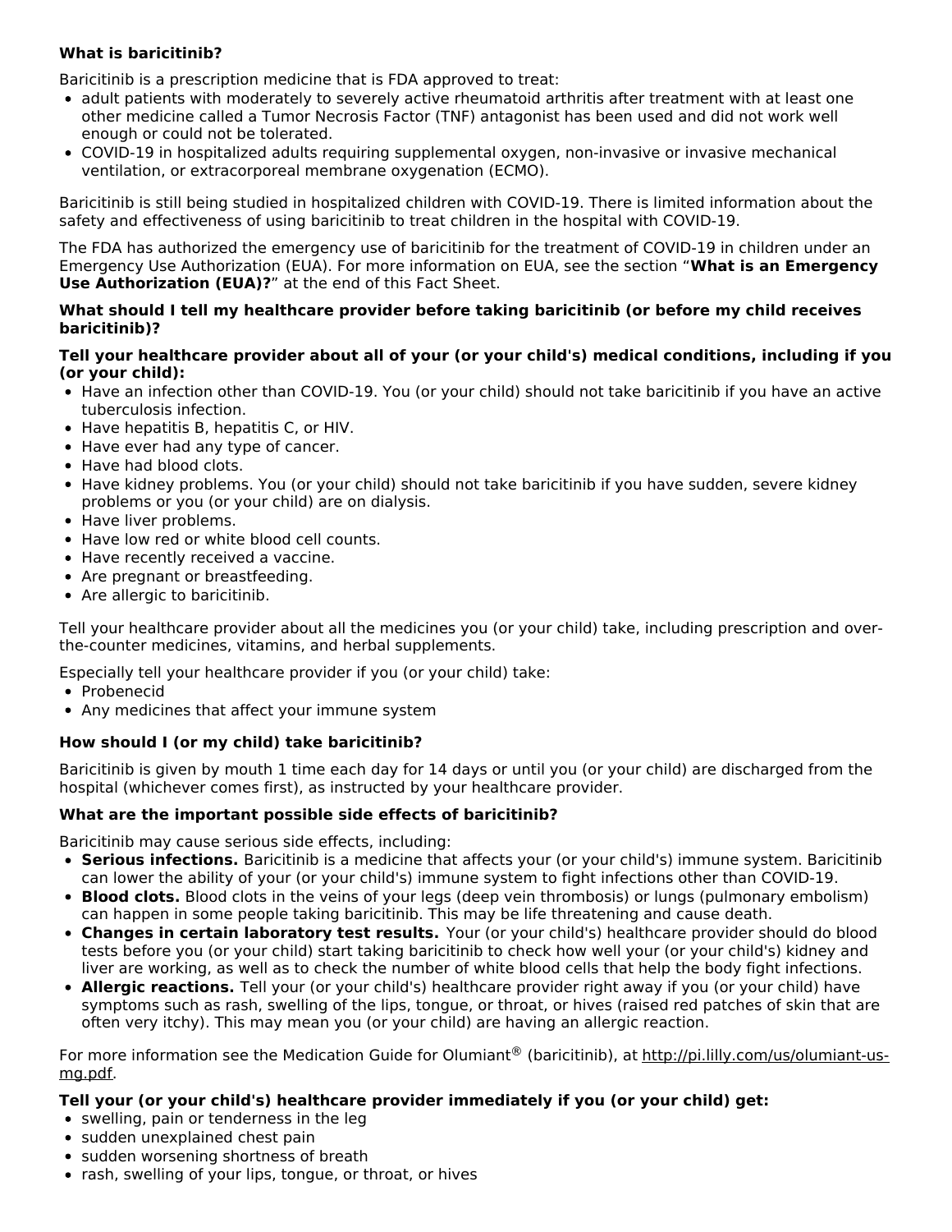### What is baricitinib?

Baricitinib is a prescription medicine that is FDA approved to treat:

- adult patients with moderately to severely active rheumatoid arthritis after treatment with at least one other medicine called a Tumor Necrosis Factor (TNF) antagonist has been used and did not work well enough or could not be tolerated.
- COVID-19 in hospitalized adults requiring supplemental oxygen, non-invasive or invasive mechanical ventilation, or extracorporeal membrane oxygenation (ECMO).

Baricitinib is still being studied in hospitalized children with COVID-19. There is limited information about the safety and effectiveness of using baricitinib to treat children in the hospital with COVID-19.

The FDA has authorized the emergency use of baricitinib for the treatment of COVID-19 in children under an Emergency Use Authorization (EUA). For more information on EUA, see the section "**What is an Emergency Use Authorization (EUA)?**" at the end of this Fact Sheet.

### What should I tell my healthcare provider before taking baricitinib (or before my child receives baricitinib)?

**Tell your healthcare provider about all of your (or your child's) medical conditions, including if you (or your child):**

- Have an infection other than COVID-19. You (or your child) should not take baricitinib if you have an active tuberculosis infection.
- Have hepatitis B, hepatitis C, or HIV.
- Have ever had any type of cancer.
- Have had blood clots.
- Have kidney problems. You (or your child) should not take baricitinib if you have sudden, severe kidney problems or you (or your child) are on dialysis.
- Have liver problems.
- Have low red or white blood cell counts.
- Have recently received a vaccine.
- Are pregnant or breastfeeding.
- Are allergic to baricitinib.

Tell your healthcare provider about all the medicines you (or your child) take, including prescription and over-the-counter medicines, vitamins, and herbal supplements.

Especially tell your healthcare provider if you (or your child) take:

- Probenecid
- Any medicines that affect your immune system

### How should I (or my child) take baricitinib?

Baricitinib is given by mouth 1 time each day for 14 days or until you (or your child) are discharged from the hospital (whichever comes first), as instructed by your healthcare provider.

### What are the important possible side effects of baricitinib?

Baricitinib may cause serious side effects, including:

- **Serious infections.** Baricitinib is a medicine that affects your (or your child's) immune system. Baricitinib can lower the ability of your (or your child's) immune system to fight infections other than COVID-19.
- **Blood clots.** Blood clots in the veins of your legs (deep vein thrombosis) or lungs (pulmonary embolism) can happen in some people taking baricitinib. This may be life threatening and cause death.
- **Changes in certain laboratory test results.** Your (or your child's) healthcare provider should do blood tests before you (or your child) start taking baricitinib to check how well your (or your child's) kidney and liver are working, as well as to check the number of white blood cells that help the body fight infections.
- **Allergic reactions.** Tell your (or your child's) healthcare provider right away if you (or your child) have symptoms such as rash, swelling of the lips, tongue, or throat, or hives (raised red patches of skin that are often very itchy). This may mean you (or your child) are having an allergic reaction.

For more information see the Medication Guide for Olumiant® (baricitinib), at http://pi.lilly.com/us/olumiant-us-mg.pdf.

**Tell your (or your child's) healthcare provider immediately if you (or your child) get:**

- swelling, pain or tenderness in the leg
- sudden unexplained chest pain
- sudden worsening shortness of breath
- rash, swelling of your lips, tongue, or throat, or hives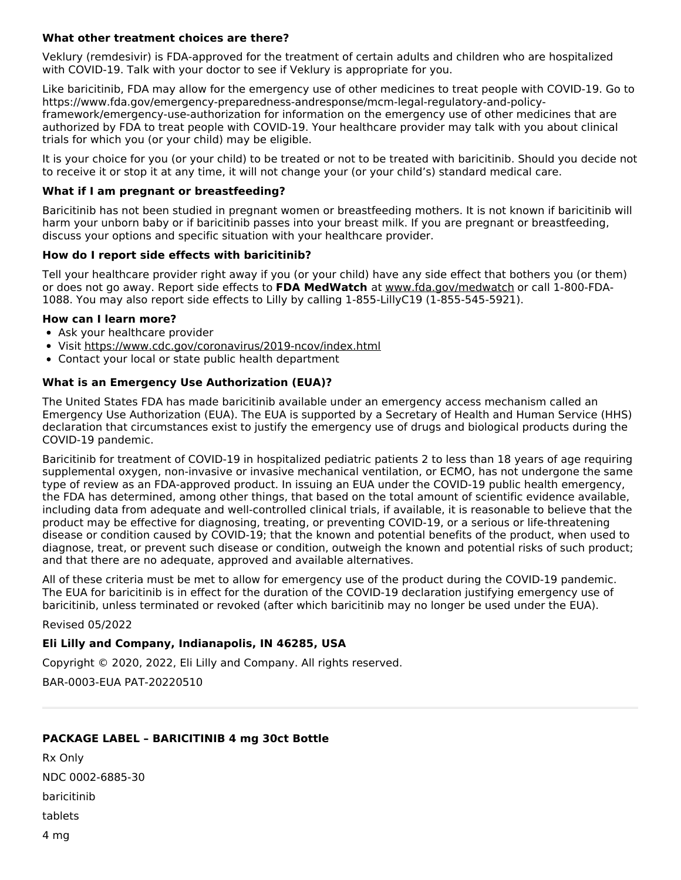**What other treatment choices are there?**

Veklury (remdesivir) is FDA-approved for the treatment of certain adults and children who are hospitalized with COVID-19. Talk with your doctor to see if Veklury is appropriate for you.

Like baricitinib, FDA may allow for the emergency use of other medicines to treat people with COVID-19. Go to https://www.fda.gov/emergency-preparedness-andresponse/mcm-legal-regulatory-and-policy-framework/emergency-use-authorization for information on the emergency use of other medicines that are authorized by FDA to treat people with COVID-19. Your healthcare provider may talk with you about clinical trials for which you (or your child) may be eligible.

It is your choice for you (or your child) to be treated or not to be treated with baricitinib. Should you decide not to receive it or stop it at any time, it will not change your (or your child's) standard medical care.

**What if I am pregnant or breastfeeding?**

Baricitinib has not been studied in pregnant women or breastfeeding mothers. It is not known if baricitinib will harm your unborn baby or if baricitinib passes into your breast milk. If you are pregnant or breastfeeding, discuss your options and specific situation with your healthcare provider.

**How do I report side effects with baricitinib?**

Tell your healthcare provider right away if you (or your child) have any side effect that bothers you (or them) or does not go away. Report side effects to **FDA MedWatch** at www.fda.gov/medwatch or call 1-800-FDA-1088. You may also report side effects to Lilly by calling 1-855-LillyC19 (1-855-545-5921).

**How can I learn more?**

- Ask your healthcare provider
- Visit https://www.cdc.gov/coronavirus/2019-ncov/index.html
- Contact your local or state public health department

**What is an Emergency Use Authorization (EUA)?**

The United States FDA has made baricitinib available under an emergency access mechanism called an Emergency Use Authorization (EUA). The EUA is supported by a Secretary of Health and Human Service (HHS) declaration that circumstances exist to justify the emergency use of drugs and biological products during the COVID-19 pandemic.

Baricitinib for treatment of COVID-19 in hospitalized pediatric patients 2 to less than 18 years of age requiring supplemental oxygen, non-invasive or invasive mechanical ventilation, or ECMO, has not undergone the same type of review as an FDA-approved product. In issuing an EUA under the COVID-19 public health emergency, the FDA has determined, among other things, that based on the total amount of scientific evidence available, including data from adequate and well-controlled clinical trials, if available, it is reasonable to believe that the product may be effective for diagnosing, treating, or preventing COVID-19, or a serious or life-threatening disease or condition caused by COVID-19; that the known and potential benefits of the product, when used to diagnose, treat, or prevent such disease or condition, outweigh the known and potential risks of such product; and that there are no adequate, approved and available alternatives.

All of these criteria must be met to allow for emergency use of the product during the COVID-19 pandemic. The EUA for baricitinib is in effect for the duration of the COVID-19 declaration justifying emergency use of baricitinib, unless terminated or revoked (after which baricitinib may no longer be used under the EUA).

Revised 05/2022

**Eli Lilly and Company, Indianapolis, IN 46285, USA**

Copyright © 2020, 2022, Eli Lilly and Company. All rights reserved.

BAR-0003-EUA PAT-20220510

---

**PACKAGE LABEL – BARICITINIB 4 mg 30ct Bottle**

Rx Only

NDC 0002-6885-30

baricitinib

tablets

4 mg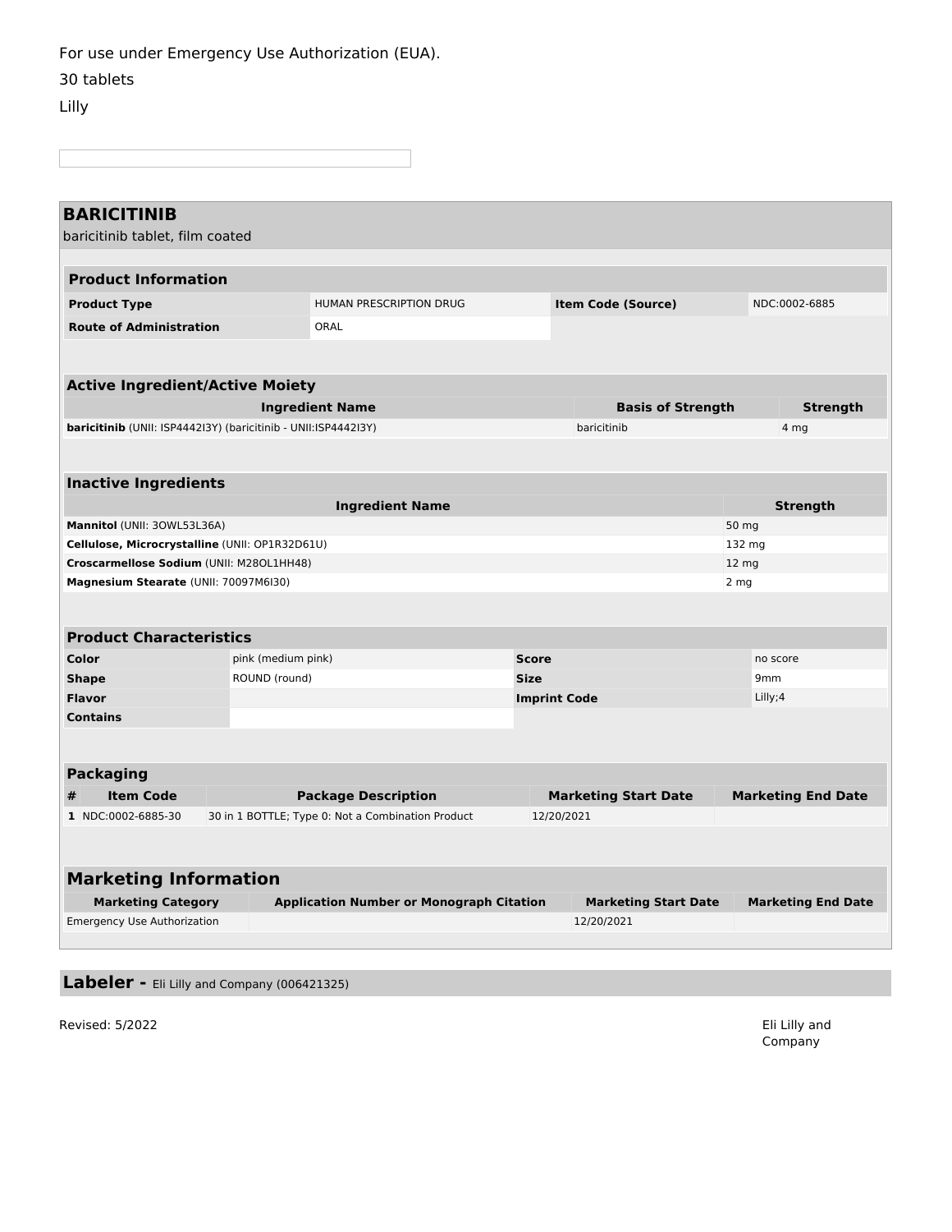For use under Emergency Use Authorization (EUA).

30 tablets

Lilly

# BARICITINIB

baricitinib tablet, film coated

| **Product Information** | | | |
|---|---|---|---|
| **Product Type** | HUMAN PRESCRIPTION DRUG | **Item Code (Source)** | NDC:0002-6885 |
| **Route of Administration** | ORAL | | |

| **Active Ingredient/Active Moiety** | | |
|---|---|---|
| **Ingredient Name** | **Basis of Strength** | **Strength** |
| **baricitinib** (UNII: ISP4442I3Y) (baricitinib - UNII:ISP4442I3Y) | baricitinib | 4 mg |

| **Inactive Ingredients** | |
|---|---|
| **Ingredient Name** | **Strength** |
| **Mannitol** (UNII: 3OWL53L36A) | 50 mg |
| **Cellulose, Microcrystalline** (UNII: OP1R32D61U) | 132 mg |
| **Croscarmellose Sodium** (UNII: M28OL1HH48) | 12 mg |
| **Magnesium Stearate** (UNII: 70097M6I30) | 2 mg |

| **Product Characteristics** | | | |
|---|---|---|---|
| **Color** | pink (medium pink) | **Score** | no score |
| **Shape** | ROUND (round) | **Size** | 9mm |
| **Flavor** | | **Imprint Code** | Lilly;4 |
| **Contains** | | | |

| **Packaging** | | | | |
|---|---|---|---|---|
| **#** | **Item Code** | **Package Description** | **Marketing Start Date** | **Marketing End Date** |
| **1** | NDC:0002-6885-30 | 30 in 1 BOTTLE; Type 0: Not a Combination Product | 12/20/2021 | |

| **Marketing Information** | | | |
|---|---|---|---|
| **Marketing Category** | **Application Number or Monograph Citation** | **Marketing Start Date** | **Marketing End Date** |
| Emergency Use Authorization | | 12/20/2021 | |

**Labeler -** Eli Lilly and Company (006421325)

Revised: 5/2022

Eli Lilly and Company